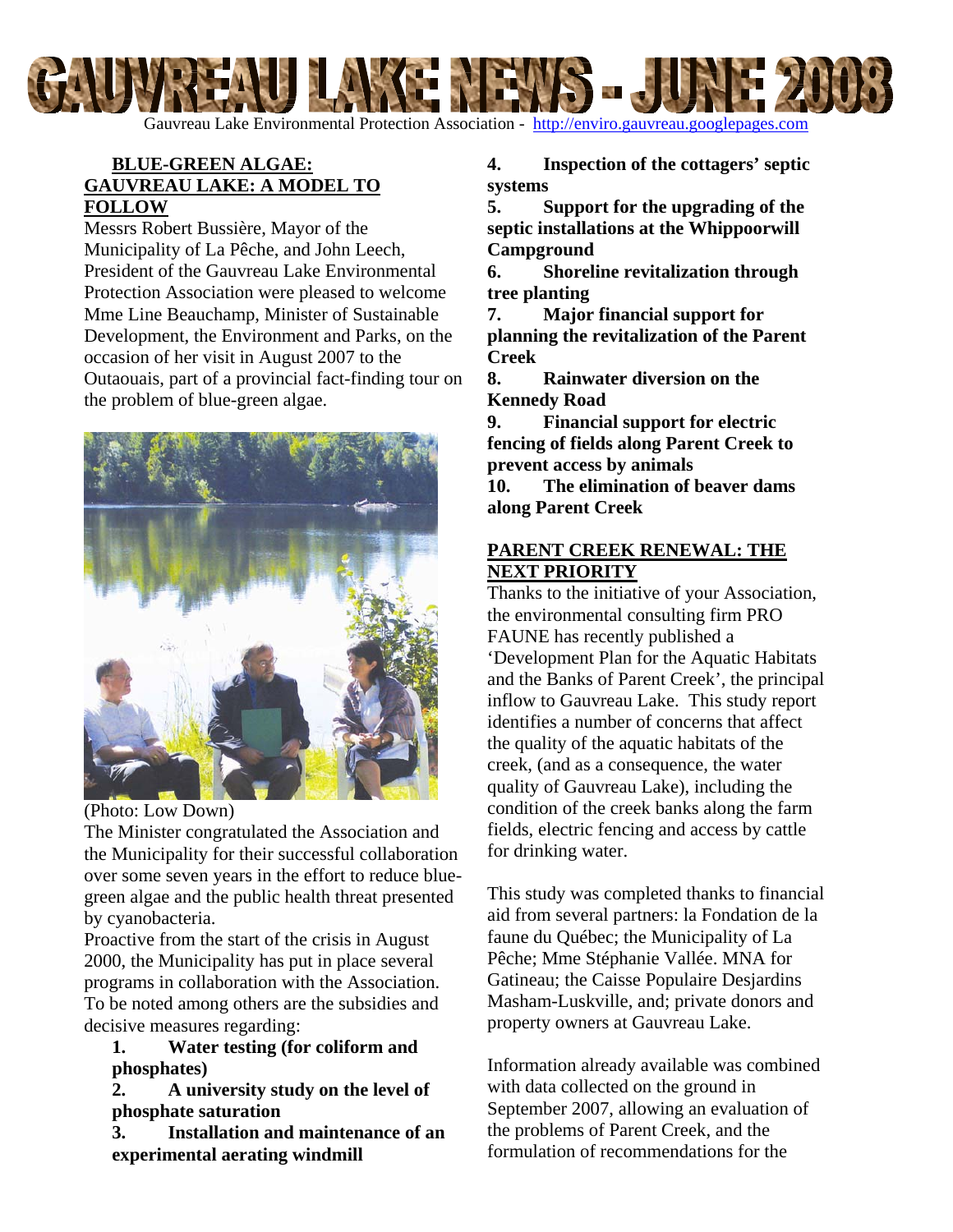# GAUVREAU LAKE NEWS - JUNE 2008

Gauvreau Lake Environmental Protection Association - http://enviro.gauvreau.googlepages.com

## BLUE-GREEN ALGAE: GAUVREAU LAKE: A MODEL TO FOLLOW

Messrs Robert Bussière, Mayor of the Municipality of La Pêche, and John Leech, President of the Gauvreau Lake Environmental Protection Association were pleased to welcome Mme Line Beauchamp, Minister of Sustainable Development, the Environment and Parks, on the occasion of her visit in August 2007 to the Outaouais, part of a provincial fact-finding tour on the problem of blue-green algae.

(Photo: Low Down)

The Minister congratulated the Association and the Municipality for their successful collaboration over some seven years in the effort to reduce blue-green algae and the public health threat presented by cyanobacteria.

Proactive from the start of the crisis in August 2000, the Municipality has put in place several programs in collaboration with the Association. To be noted among others are the subsidies and decisive measures regarding:

1. **Water testing (for coliform and phosphates)**
2. **A university study on the level of phosphate saturation**
3. **Installation and maintenance of an experimental aerating windmill**
4. **Inspection of the cottagers' septic systems**
5. **Support for the upgrading of the septic installations at the Whippoorwill Campground**
6. **Shoreline revitalization through tree planting**
7. **Major financial support for planning the revitalization of the Parent Creek**
8. **Rainwater diversion on the Kennedy Road**
9. **Financial support for electric fencing of fields along Parent Creek to prevent access by animals**
10. **The elimination of beaver dams along Parent Creek**

## PARENT CREEK RENEWAL: THE NEXT PRIORITY

Thanks to the initiative of your Association, the environmental consulting firm PRO FAUNE has recently published a 'Development Plan for the Aquatic Habitats and the Banks of Parent Creek', the principal inflow to Gauvreau Lake. This study report identifies a number of concerns that affect the quality of the aquatic habitats of the creek, (and as a consequence, the water quality of Gauvreau Lake), including the condition of the creek banks along the farm fields, electric fencing and access by cattle for drinking water.

This study was completed thanks to financial aid from several partners: la Fondation de la faune du Québec; the Municipality of La Pêche; Mme Stéphanie Vallée. MNA for Gatineau; the Caisse Populaire Desjardins Masham-Luskville, and; private donors and property owners at Gauvreau Lake.

Information already available was combined with data collected on the ground in September 2007, allowing an evaluation of the problems of Parent Creek, and the formulation of recommendations for the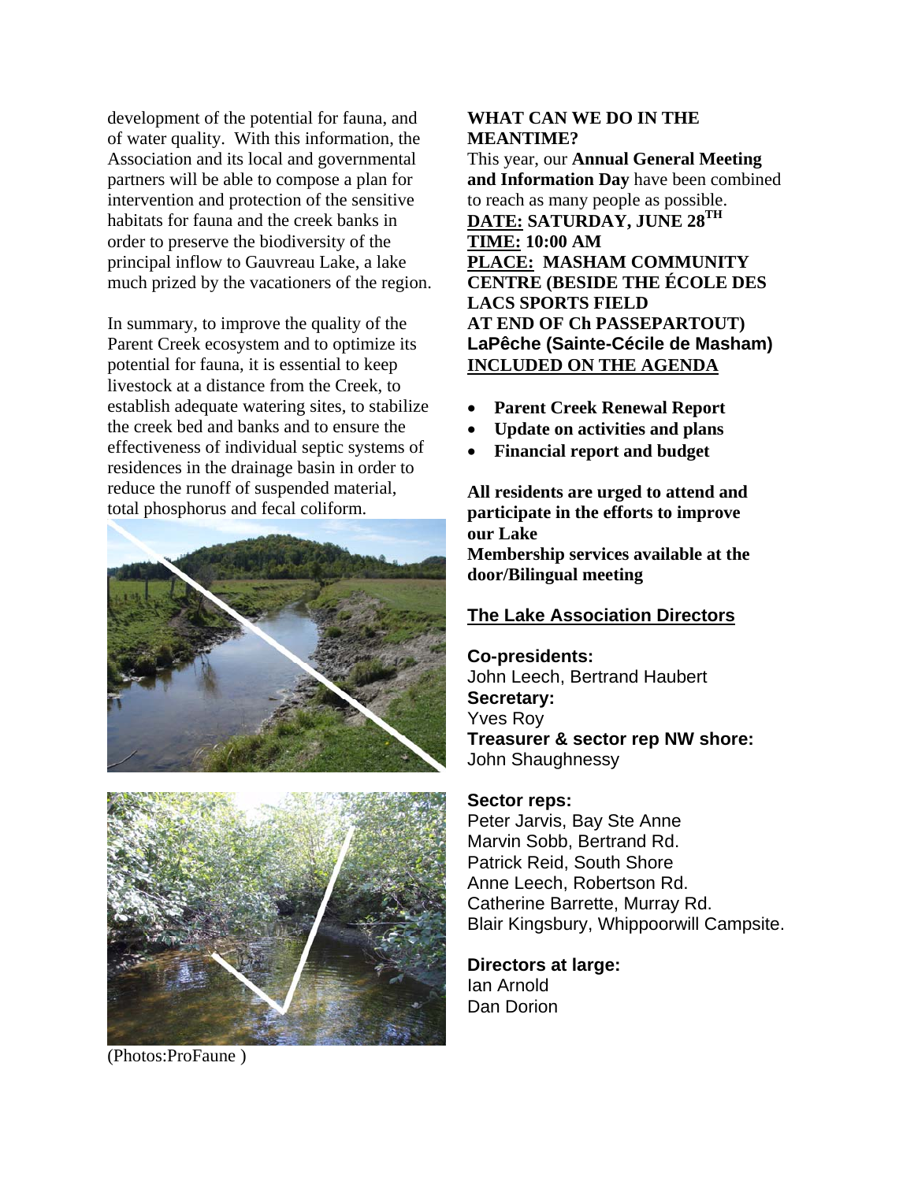development of the potential for fauna, and of water quality. With this information, the Association and its local and governmental partners will be able to compose a plan for intervention and protection of the sensitive habitats for fauna and the creek banks in order to preserve the biodiversity of the principal inflow to Gauvreau Lake, a lake much prized by the vacationers of the region.

In summary, to improve the quality of the Parent Creek ecosystem and to optimize its potential for fauna, it is essential to keep livestock at a distance from the Creek, to establish adequate watering sites, to stabilize the creek bed and banks and to ensure the effectiveness of individual septic systems of residences in the drainage basin in order to reduce the runoff of suspended material, total phosphorus and fecal coliform.

(Photos:ProFaune )

**WHAT CAN WE DO IN THE MEANTIME?**

This year, our **Annual General Meeting and Information Day** have been combined to reach as many people as possible.

**DATE: SATURDAY, JUNE 28TH**
**TIME: 10:00 AM**
**PLACE: MASHAM COMMUNITY CENTRE (BESIDE THE ÉCOLE DES LACS SPORTS FIELD AT END OF Ch PASSEPARTOUT)**
**LaPêche (Sainte-Cécile de Masham)**
**INCLUDED ON THE AGENDA**

- **Parent Creek Renewal Report**
- **Update on activities and plans**
- **Financial report and budget**

**All residents are urged to attend and participate in the efforts to improve our Lake**
**Membership services available at the door/Bilingual meeting**

## The Lake Association Directors

**Co-presidents:**
John Leech, Bertrand Haubert
**Secretary:**
Yves Roy
**Treasurer & sector rep NW shore:**
John Shaughnessy

**Sector reps:**
Peter Jarvis, Bay Ste Anne
Marvin Sobb, Bertrand Rd.
Patrick Reid, South Shore
Anne Leech, Robertson Rd.
Catherine Barrette, Murray Rd.
Blair Kingsbury, Whippoorwill Campsite.

**Directors at large:**
Ian Arnold
Dan Dorion